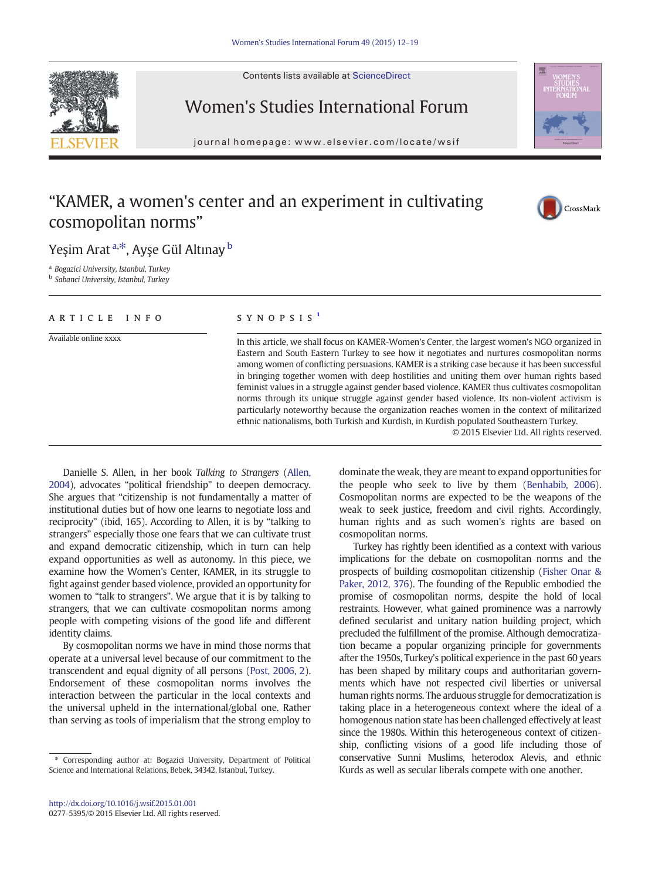# "KAMER, a women's center and an experiment in cultivating cosmopolitan norms"

Yeşim Arat [a,*], Ayşe Gül Altınay [b]

[a] Bogazici University, Istanbul, Turkey
[b] Sabanci University, Istanbul, Turkey

**ARTICLE INFO**

Available online xxxx

**SYNOPSIS** [1]

In this article, we shall focus on KAMER-Women's Center, the largest women's NGO organized in Eastern and South Eastern Turkey to see how it negotiates and nurtures cosmopolitan norms among women of conflicting persuasions. KAMER is a striking case because it has been successful in bringing together women with deep hostilities and uniting them over human rights based feminist values in a struggle against gender based violence. KAMER thus cultivates cosmopolitan norms through its unique struggle against gender based violence. Its non-violent activism is particularly noteworthy because the organization reaches women in the context of militarized ethnic nationalisms, both Turkish and Kurdish, in Kurdish populated Southeastern Turkey.

© 2015 Elsevier Ltd. All rights reserved.

Danielle S. Allen, in her book *Talking to Strangers* (Allen, 2004), advocates "political friendship" to deepen democracy. She argues that "citizenship is not fundamentally a matter of institutional duties but of how one learns to negotiate loss and reciprocity" (ibid, 165). According to Allen, it is by "talking to strangers" especially those one fears that we can cultivate trust and expand democratic citizenship, which in turn can help expand opportunities as well as autonomy. In this piece, we examine how the Women's Center, KAMER, in its struggle to fight against gender based violence, provided an opportunity for women to "talk to strangers". We argue that it is by talking to strangers, that we can cultivate cosmopolitan norms among people with competing visions of the good life and different identity claims.

By cosmopolitan norms we have in mind those norms that operate at a universal level because of our commitment to the transcendent and equal dignity of all persons (Post, 2006, 2). Endorsement of these cosmopolitan norms involves the interaction between the particular in the local contexts and the universal upheld in the international/global one. Rather than serving as tools of imperialism that the strong employ to dominate the weak, they are meant to expand opportunities for the people who seek to live by them (Benhabib, 2006). Cosmopolitan norms are expected to be the weapons of the weak to seek justice, freedom and civil rights. Accordingly, human rights and as such women's rights are based on cosmopolitan norms.

Turkey has rightly been identified as a context with various implications for the debate on cosmopolitan norms and the prospects of building cosmopolitan citizenship (Fisher Onar & Paker, 2012, 376). The founding of the Republic embodied the promise of cosmopolitan norms, despite the hold of local restraints. However, what gained prominence was a narrowly defined secularist and unitary nation building project, which precluded the fulfillment of the promise. Although democratization became a popular organizing principle for governments after the 1950s, Turkey's political experience in the past 60 years has been shaped by military coups and authoritarian governments which have not respected civil liberties or universal human rights norms. The arduous struggle for democratization is taking place in a heterogeneous context where the ideal of a homogenous nation state has been challenged effectively at least since the 1980s. Within this heterogeneous context of citizenship, conflicting visions of a good life including those of conservative Sunni Muslims, heterodox Alevis, and ethnic Kurds as well as secular liberals compete with one another.

\* Corresponding author at: Bogazici University, Department of Political Science and International Relations, Bebek, 34342, Istanbul, Turkey.

http://dx.doi.org/10.1016/j.wsif.2015.01.001
0277-5395/© 2015 Elsevier Ltd. All rights reserved.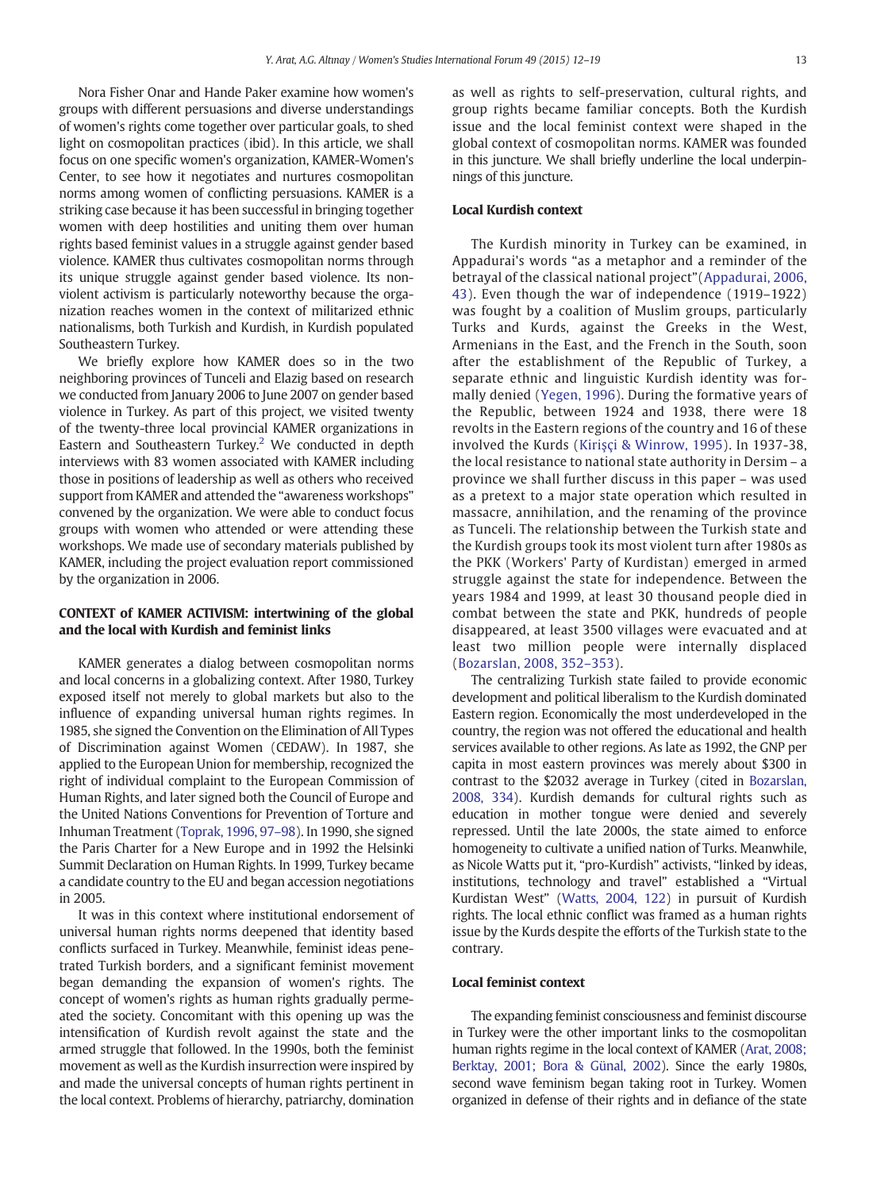Nora Fisher Onar and Hande Paker examine how women's groups with different persuasions and diverse understandings of women's rights come together over particular goals, to shed light on cosmopolitan practices (ibid). In this article, we shall focus on one specific women's organization, KAMER-Women's Center, to see how it negotiates and nurtures cosmopolitan norms among women of conflicting persuasions. KAMER is a striking case because it has been successful in bringing together women with deep hostilities and uniting them over human rights based feminist values in a struggle against gender based violence. KAMER thus cultivates cosmopolitan norms through its unique struggle against gender based violence. Its non-violent activism is particularly noteworthy because the organization reaches women in the context of militarized ethnic nationalisms, both Turkish and Kurdish, in Kurdish populated Southeastern Turkey.

We briefly explore how KAMER does so in the two neighboring provinces of Tunceli and Elazig based on research we conducted from January 2006 to June 2007 on gender based violence in Turkey. As part of this project, we visited twenty of the twenty-three local provincial KAMER organizations in Eastern and Southeastern Turkey.[2] We conducted in depth interviews with 83 women associated with KAMER including those in positions of leadership as well as others who received support from KAMER and attended the "awareness workshops" convened by the organization. We were able to conduct focus groups with women who attended or were attending these workshops. We made use of secondary materials published by KAMER, including the project evaluation report commissioned by the organization in 2006.

## CONTEXT of KAMER ACTIVISM: intertwining of the global and the local with Kurdish and feminist links

KAMER generates a dialog between cosmopolitan norms and local concerns in a globalizing context. After 1980, Turkey exposed itself not merely to global markets but also to the influence of expanding universal human rights regimes. In 1985, she signed the Convention on the Elimination of All Types of Discrimination against Women (CEDAW). In 1987, she applied to the European Union for membership, recognized the right of individual complaint to the European Commission of Human Rights, and later signed both the Council of Europe and the United Nations Conventions for Prevention of Torture and Inhuman Treatment (Toprak, 1996, 97–98). In 1990, she signed the Paris Charter for a New Europe and in 1992 the Helsinki Summit Declaration on Human Rights. In 1999, Turkey became a candidate country to the EU and began accession negotiations in 2005.

It was in this context where institutional endorsement of universal human rights norms deepened that identity based conflicts surfaced in Turkey. Meanwhile, feminist ideas penetrated Turkish borders, and a significant feminist movement began demanding the expansion of women's rights. The concept of women's rights as human rights gradually permeated the society. Concomitant with this opening up was the intensification of Kurdish revolt against the state and the armed struggle that followed. In the 1990s, both the feminist movement as well as the Kurdish insurrection were inspired by and made the universal concepts of human rights pertinent in the local context. Problems of hierarchy, patriarchy, domination as well as rights to self-preservation, cultural rights, and group rights became familiar concepts. Both the Kurdish issue and the local feminist context were shaped in the global context of cosmopolitan norms. KAMER was founded in this juncture. We shall briefly underline the local underpinnings of this juncture.

### Local Kurdish context

The Kurdish minority in Turkey can be examined, in Appadurai's words "as a metaphor and a reminder of the betrayal of the classical national project"(Appadurai, 2006, 43). Even though the war of independence (1919–1922) was fought by a coalition of Muslim groups, particularly Turks and Kurds, against the Greeks in the West, Armenians in the East, and the French in the South, soon after the establishment of the Republic of Turkey, a separate ethnic and linguistic Kurdish identity was formally denied (Yegen, 1996). During the formative years of the Republic, between 1924 and 1938, there were 18 revolts in the Eastern regions of the country and 16 of these involved the Kurds (Kirişçi & Winrow, 1995). In 1937-38, the local resistance to national state authority in Dersim – a province we shall further discuss in this paper – was used as a pretext to a major state operation which resulted in massacre, annihilation, and the renaming of the province as Tunceli. The relationship between the Turkish state and the Kurdish groups took its most violent turn after 1980s as the PKK (Workers' Party of Kurdistan) emerged in armed struggle against the state for independence. Between the years 1984 and 1999, at least 30 thousand people died in combat between the state and PKK, hundreds of people disappeared, at least 3500 villages were evacuated and at least two million people were internally displaced (Bozarslan, 2008, 352–353).

The centralizing Turkish state failed to provide economic development and political liberalism to the Kurdish dominated Eastern region. Economically the most underdeveloped in the country, the region was not offered the educational and health services available to other regions. As late as 1992, the GNP per capita in most eastern provinces was merely about $300 in contrast to the $2032 average in Turkey (cited in Bozarslan, 2008, 334). Kurdish demands for cultural rights such as education in mother tongue were denied and severely repressed. Until the late 2000s, the state aimed to enforce homogeneity to cultivate a unified nation of Turks. Meanwhile, as Nicole Watts put it, "pro-Kurdish" activists, "linked by ideas, institutions, technology and travel" established a "Virtual Kurdistan West" (Watts, 2004, 122) in pursuit of Kurdish rights. The local ethnic conflict was framed as a human rights issue by the Kurds despite the efforts of the Turkish state to the contrary.

### Local feminist context

The expanding feminist consciousness and feminist discourse in Turkey were the other important links to the cosmopolitan human rights regime in the local context of KAMER (Arat, 2008; Berktay, 2001; Bora & Günal, 2002). Since the early 1980s, second wave feminism began taking root in Turkey. Women organized in defense of their rights and in defiance of the state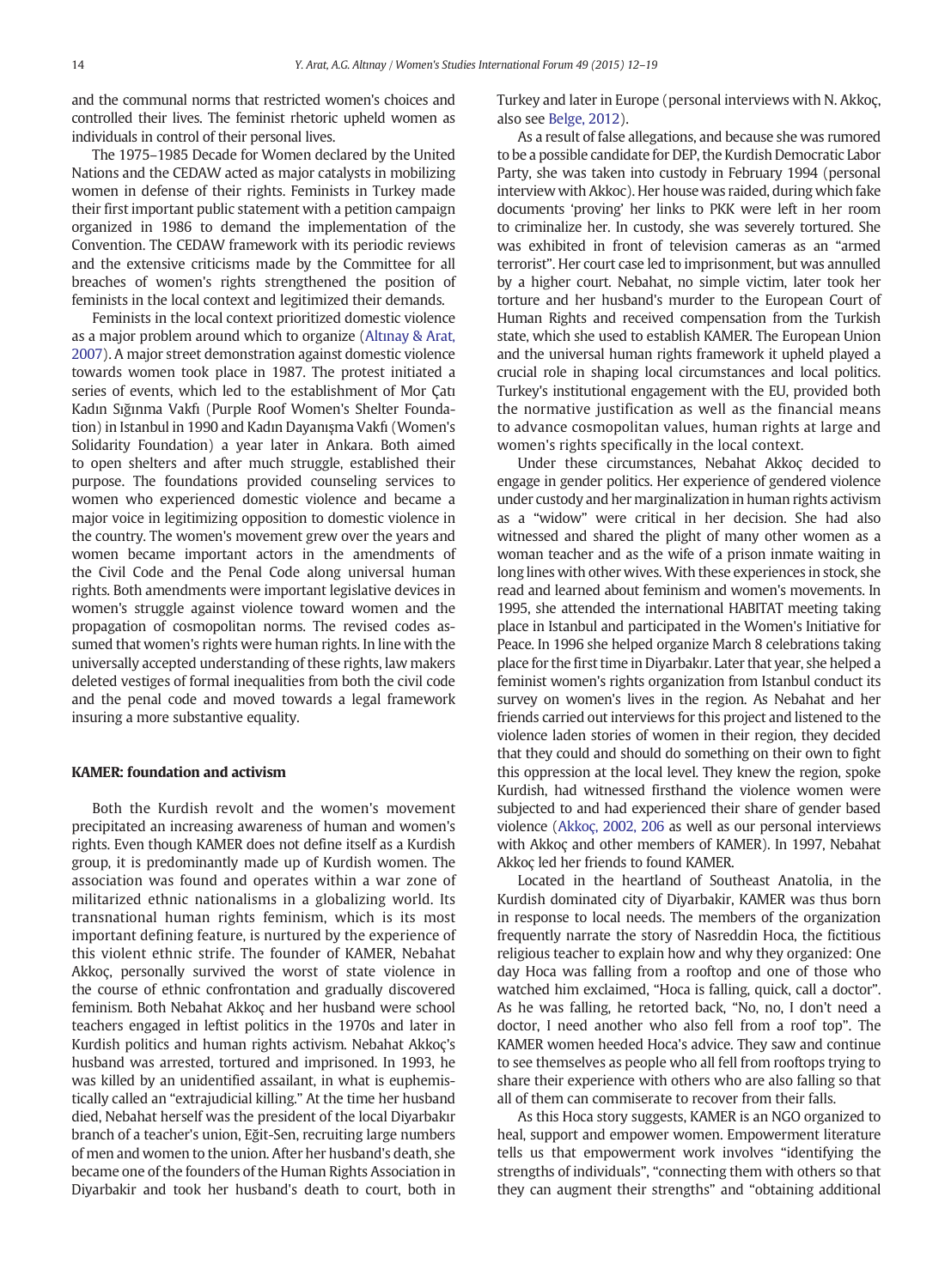and the communal norms that restricted women's choices and controlled their lives. The feminist rhetoric upheld women as individuals in control of their personal lives.

The 1975–1985 Decade for Women declared by the United Nations and the CEDAW acted as major catalysts in mobilizing women in defense of their rights. Feminists in Turkey made their first important public statement with a petition campaign organized in 1986 to demand the implementation of the Convention. The CEDAW framework with its periodic reviews and the extensive criticisms made by the Committee for all breaches of women's rights strengthened the position of feminists in the local context and legitimized their demands.

Feminists in the local context prioritized domestic violence as a major problem around which to organize (Altınay & Arat, 2007). A major street demonstration against domestic violence towards women took place in 1987. The protest initiated a series of events, which led to the establishment of Mor Çatı Kadın Sığınma Vakfı (Purple Roof Women's Shelter Foundation) in Istanbul in 1990 and Kadın Dayanışma Vakfı (Women's Solidarity Foundation) a year later in Ankara. Both aimed to open shelters and after much struggle, established their purpose. The foundations provided counseling services to women who experienced domestic violence and became a major voice in legitimizing opposition to domestic violence in the country. The women's movement grew over the years and women became important actors in the amendments of the Civil Code and the Penal Code along universal human rights. Both amendments were important legislative devices in women's struggle against violence toward women and the propagation of cosmopolitan norms. The revised codes assumed that women's rights were human rights. In line with the universally accepted understanding of these rights, law makers deleted vestiges of formal inequalities from both the civil code and the penal code and moved towards a legal framework insuring a more substantive equality.

## KAMER: foundation and activism

Both the Kurdish revolt and the women's movement precipitated an increasing awareness of human and women's rights. Even though KAMER does not define itself as a Kurdish group, it is predominantly made up of Kurdish women. The association was found and operates within a war zone of militarized ethnic nationalisms in a globalizing world. Its transnational human rights feminism, which is its most important defining feature, is nurtured by the experience of this violent ethnic strife. The founder of KAMER, Nebahat Akkoç, personally survived the worst of state violence in the course of ethnic confrontation and gradually discovered feminism. Both Nebahat Akkoç and her husband were school teachers engaged in leftist politics in the 1970s and later in Kurdish politics and human rights activism. Nebahat Akkoç's husband was arrested, tortured and imprisoned. In 1993, he was killed by an unidentified assailant, in what is euphemistically called an "extrajudicial killing." At the time her husband died, Nebahat herself was the president of the local Diyarbakır branch of a teacher's union, Eğit-Sen, recruiting large numbers of men and women to the union. After her husband's death, she became one of the founders of the Human Rights Association in Diyarbakir and took her husband's death to court, both in Turkey and later in Europe (personal interviews with N. Akkoç, also see Belge, 2012).

As a result of false allegations, and because she was rumored to be a possible candidate for DEP, the Kurdish Democratic Labor Party, she was taken into custody in February 1994 (personal interview with Akkoc). Her house was raided, during which fake documents 'proving' her links to PKK were left in her room to criminalize her. In custody, she was severely tortured. She was exhibited in front of television cameras as an "armed terrorist". Her court case led to imprisonment, but was annulled by a higher court. Nebahat, no simple victim, later took her torture and her husband's murder to the European Court of Human Rights and received compensation from the Turkish state, which she used to establish KAMER. The European Union and the universal human rights framework it upheld played a crucial role in shaping local circumstances and local politics. Turkey's institutional engagement with the EU, provided both the normative justification as well as the financial means to advance cosmopolitan values, human rights at large and women's rights specifically in the local context.

Under these circumstances, Nebahat Akkoç decided to engage in gender politics. Her experience of gendered violence under custody and her marginalization in human rights activism as a "widow" were critical in her decision. She had also witnessed and shared the plight of many other women as a woman teacher and as the wife of a prison inmate waiting in long lines with other wives. With these experiences in stock, she read and learned about feminism and women's movements. In 1995, she attended the international HABITAT meeting taking place in Istanbul and participated in the Women's Initiative for Peace. In 1996 she helped organize March 8 celebrations taking place for the first time in Diyarbakır. Later that year, she helped a feminist women's rights organization from Istanbul conduct its survey on women's lives in the region. As Nebahat and her friends carried out interviews for this project and listened to the violence laden stories of women in their region, they decided that they could and should do something on their own to fight this oppression at the local level. They knew the region, spoke Kurdish, had witnessed firsthand the violence women were subjected to and had experienced their share of gender based violence (Akkoç, 2002, 206 as well as our personal interviews with Akkoç and other members of KAMER). In 1997, Nebahat Akkoç led her friends to found KAMER.

Located in the heartland of Southeast Anatolia, in the Kurdish dominated city of Diyarbakir, KAMER was thus born in response to local needs. The members of the organization frequently narrate the story of Nasreddin Hoca, the fictitious religious teacher to explain how and why they organized: One day Hoca was falling from a rooftop and one of those who watched him exclaimed, "Hoca is falling, quick, call a doctor". As he was falling, he retorted back, "No, no, I don't need a doctor, I need another who also fell from a roof top". The KAMER women heeded Hoca's advice. They saw and continue to see themselves as people who all fell from rooftops trying to share their experience with others who are also falling so that all of them can commiserate to recover from their falls.

As this Hoca story suggests, KAMER is an NGO organized to heal, support and empower women. Empowerment literature tells us that empowerment work involves "identifying the strengths of individuals", "connecting them with others so that they can augment their strengths" and "obtaining additional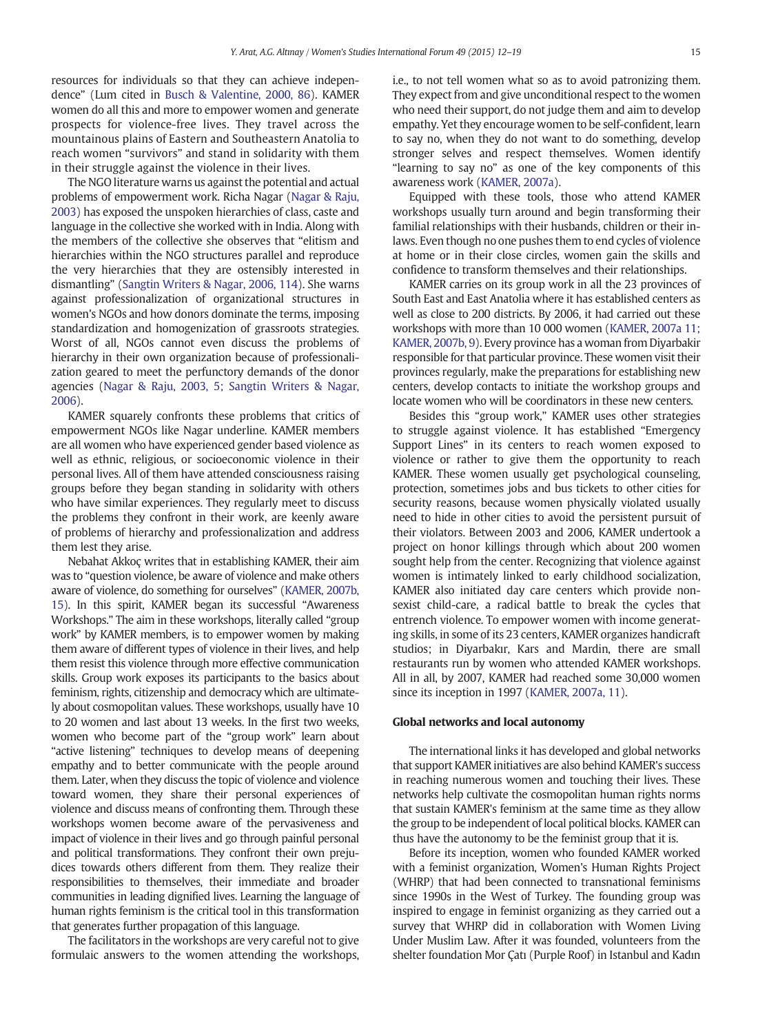resources for individuals so that they can achieve independence" (Lum cited in Busch & Valentine, 2000, 86). KAMER women do all this and more to empower women and generate prospects for violence-free lives. They travel across the mountainous plains of Eastern and Southeastern Anatolia to reach women "survivors" and stand in solidarity with them in their struggle against the violence in their lives.

The NGO literature warns us against the potential and actual problems of empowerment work. Richa Nagar (Nagar & Raju, 2003) has exposed the unspoken hierarchies of class, caste and language in the collective she worked with in India. Along with the members of the collective she observes that "elitism and hierarchies within the NGO structures parallel and reproduce the very hierarchies that they are ostensibly interested in dismantling" (Sangtin Writers & Nagar, 2006, 114). She warns against professionalization of organizational structures in women's NGOs and how donors dominate the terms, imposing standardization and homogenization of grassroots strategies. Worst of all, NGOs cannot even discuss the problems of hierarchy in their own organization because of professionalization geared to meet the perfunctory demands of the donor agencies (Nagar & Raju, 2003, 5; Sangtin Writers & Nagar, 2006).

KAMER squarely confronts these problems that critics of empowerment NGOs like Nagar underline. KAMER members are all women who have experienced gender based violence as well as ethnic, religious, or socioeconomic violence in their personal lives. All of them have attended consciousness raising groups before they began standing in solidarity with others who have similar experiences. They regularly meet to discuss the problems they confront in their work, are keenly aware of problems of hierarchy and professionalization and address them lest they arise.

Nebahat Akkoç writes that in establishing KAMER, their aim was to "question violence, be aware of violence and make others aware of violence, do something for ourselves" (KAMER, 2007b, 15). In this spirit, KAMER began its successful "Awareness Workshops." The aim in these workshops, literally called "group work" by KAMER members, is to empower women by making them aware of different types of violence in their lives, and help them resist this violence through more effective communication skills. Group work exposes its participants to the basics about feminism, rights, citizenship and democracy which are ultimately about cosmopolitan values. These workshops, usually have 10 to 20 women and last about 13 weeks. In the first two weeks, women who become part of the "group work" learn about "active listening" techniques to develop means of deepening empathy and to better communicate with the people around them. Later, when they discuss the topic of violence and violence toward women, they share their personal experiences of violence and discuss means of confronting them. Through these workshops women become aware of the pervasiveness and impact of violence in their lives and go through painful personal and political transformations. They confront their own prejudices towards others different from them. They realize their responsibilities to themselves, their immediate and broader communities in leading dignified lives. Learning the language of human rights feminism is the critical tool in this transformation that generates further propagation of this language.

The facilitators in the workshops are very careful not to give formulaic answers to the women attending the workshops, i.e., to not tell women what so as to avoid patronizing them. They expect from and give unconditional respect to the women who need their support, do not judge them and aim to develop empathy. Yet they encourage women to be self-confident, learn to say no, when they do not want to do something, develop stronger selves and respect themselves. Women identify "learning to say no" as one of the key components of this awareness work (KAMER, 2007a).

Equipped with these tools, those who attend KAMER workshops usually turn around and begin transforming their familial relationships with their husbands, children or their in-laws. Even though no one pushes them to end cycles of violence at home or in their close circles, women gain the skills and confidence to transform themselves and their relationships.

KAMER carries on its group work in all the 23 provinces of South East and East Anatolia where it has established centers as well as close to 200 districts. By 2006, it had carried out these workshops with more than 10 000 women (KAMER, 2007a 11; KAMER, 2007b, 9). Every province has a woman from Diyarbakir responsible for that particular province. These women visit their provinces regularly, make the preparations for establishing new centers, develop contacts to initiate the workshop groups and locate women who will be coordinators in these new centers.

Besides this "group work," KAMER uses other strategies to struggle against violence. It has established "Emergency Support Lines" in its centers to reach women exposed to violence or rather to give them the opportunity to reach KAMER. These women usually get psychological counseling, protection, sometimes jobs and bus tickets to other cities for security reasons, because women physically violated usually need to hide in other cities to avoid the persistent pursuit of their violators. Between 2003 and 2006, KAMER undertook a project on honor killings through which about 200 women sought help from the center. Recognizing that violence against women is intimately linked to early childhood socialization, KAMER also initiated day care centers which provide non-sexist child-care, a radical battle to break the cycles that entrench violence. To empower women with income generating skills, in some of its 23 centers, KAMER organizes handicraft studios; in Diyarbakır, Kars and Mardin, there are small restaurants run by women who attended KAMER workshops. All in all, by 2007, KAMER had reached some 30,000 women since its inception in 1997 (KAMER, 2007a, 11).

## Global networks and local autonomy

The international links it has developed and global networks that support KAMER initiatives are also behind KAMER's success in reaching numerous women and touching their lives. These networks help cultivate the cosmopolitan human rights norms that sustain KAMER's feminism at the same time as they allow the group to be independent of local political blocks. KAMER can thus have the autonomy to be the feminist group that it is.

Before its inception, women who founded KAMER worked with a feminist organization, Women's Human Rights Project (WHRP) that had been connected to transnational feminisms since 1990s in the West of Turkey. The founding group was inspired to engage in feminist organizing as they carried out a survey that WHRP did in collaboration with Women Living Under Muslim Law. After it was founded, volunteers from the shelter foundation Mor Çatı (Purple Roof) in Istanbul and Kadın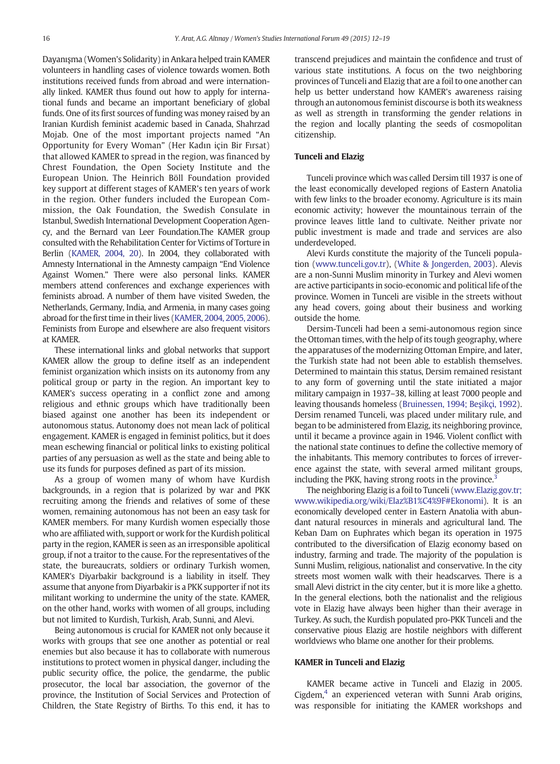Dayanışma (Women's Solidarity) in Ankara helped train KAMER volunteers in handling cases of violence towards women. Both institutions received funds from abroad and were internationally linked. KAMER thus found out how to apply for international funds and became an important beneficiary of global funds. One of its first sources of funding was money raised by an Iranian Kurdish feminist academic based in Canada, Shahrzad Mojab. One of the most important projects named "An Opportunity for Every Woman" (Her Kadın için Bir Fırsat) that allowed KAMER to spread in the region, was financed by Chrest Foundation, the Open Society Institute and the European Union. The Heinrich Böll Foundation provided key support at different stages of KAMER's ten years of work in the region. Other funders included the European Commission, the Oak Foundation, the Swedish Consulate in Istanbul, Swedish International Development Cooperation Agency, and the Bernard van Leer Foundation.The KAMER group consulted with the Rehabilitation Center for Victims of Torture in Berlin (KAMER, 2004, 20). In 2004, they collaborated with Amnesty International in the Amnesty campaign "End Violence Against Women." There were also personal links. KAMER members attend conferences and exchange experiences with feminists abroad. A number of them have visited Sweden, the Netherlands, Germany, India, and Armenia, in many cases going abroad for the first time in their lives (KAMER, 2004, 2005, 2006). Feminists from Europe and elsewhere are also frequent visitors at KAMER.

These international links and global networks that support KAMER allow the group to define itself as an independent feminist organization which insists on its autonomy from any political group or party in the region. An important key to KAMER's success operating in a conflict zone and among religious and ethnic groups which have traditionally been biased against one another has been its independent or autonomous status. Autonomy does not mean lack of political engagement. KAMER is engaged in feminist politics, but it does mean eschewing financial or political links to existing political parties of any persuasion as well as the state and being able to use its funds for purposes defined as part of its mission.

As a group of women many of whom have Kurdish backgrounds, in a region that is polarized by war and PKK recruiting among the friends and relatives of some of these women, remaining autonomous has not been an easy task for KAMER members. For many Kurdish women especially those who are affiliated with, support or work for the Kurdish political party in the region, KAMER is seen as an irresponsible apolitical group, if not a traitor to the cause. For the representatives of the state, the bureaucrats, soldiers or ordinary Turkish women, KAMER's Diyarbakir background is a liability in itself. They assume that anyone from Diyarbakir is a PKK supporter if not its militant working to undermine the unity of the state. KAMER, on the other hand, works with women of all groups, including but not limited to Kurdish, Turkish, Arab, Sunni, and Alevi.

Being autonomous is crucial for KAMER not only because it works with groups that see one another as potential or real enemies but also because it has to collaborate with numerous institutions to protect women in physical danger, including the public security office, the police, the gendarme, the public prosecutor, the local bar association, the governor of the province, the Institution of Social Services and Protection of Children, the State Registry of Births. To this end, it has to transcend prejudices and maintain the confidence and trust of various state institutions. A focus on the two neighboring provinces of Tunceli and Elazig that are a foil to one another can help us better understand how KAMER's awareness raising through an autonomous feminist discourse is both its weakness as well as strength in transforming the gender relations in the region and locally planting the seeds of cosmopolitan citizenship.

## Tunceli and Elazig

Tunceli province which was called Dersim till 1937 is one of the least economically developed regions of Eastern Anatolia with few links to the broader economy. Agriculture is its main economic activity; however the mountainous terrain of the province leaves little land to cultivate. Neither private nor public investment is made and trade and services are also underdeveloped.

Alevi Kurds constitute the majority of the Tunceli population (www.tunceli.gov.tr), (White & Jongerden, 2003). Alevis are a non-Sunni Muslim minority in Turkey and Alevi women are active participants in socio-economic and political life of the province. Women in Tunceli are visible in the streets without any head covers, going about their business and working outside the home.

Dersim-Tunceli had been a semi-autonomous region since the Ottoman times, with the help of its tough geography, where the apparatuses of the modernizing Ottoman Empire, and later, the Turkish state had not been able to establish themselves. Determined to maintain this status, Dersim remained resistant to any form of governing until the state initiated a major military campaign in 1937–38, killing at least 7000 people and leaving thousands homeless (Bruinessen, 1994; Beşikçi, 1992). Dersim renamed Tunceli, was placed under military rule, and began to be administered from Elazig, its neighboring province, until it became a province again in 1946. Violent conflict with the national state continues to define the collective memory of the inhabitants. This memory contributes to forces of irreverence against the state, with several armed militant groups, including the PKK, having strong roots in the province.[3]

The neighboring Elazig is a foil to Tunceli (www.Elazig.gov.tr; www.wikipedia.org/wiki/Elaz%B1%C4%9F#Ekonomi). It is an economically developed center in Eastern Anatolia with abundant natural resources in minerals and agricultural land. The Keban Dam on Euphrates which began its operation in 1975 contributed to the diversification of Elazig economy based on industry, farming and trade. The majority of the population is Sunni Muslim, religious, nationalist and conservative. In the city streets most women walk with their headscarves. There is a small Alevi district in the city center, but it is more like a ghetto. In the general elections, both the nationalist and the religious vote in Elazig have always been higher than their average in Turkey. As such, the Kurdish populated pro-PKK Tunceli and the conservative pious Elazig are hostile neighbors with different worldviews who blame one another for their problems.

## KAMER in Tunceli and Elazig

KAMER became active in Tunceli and Elazig in 2005. Cigdem,[4] an experienced veteran with Sunni Arab origins, was responsible for initiating the KAMER workshops and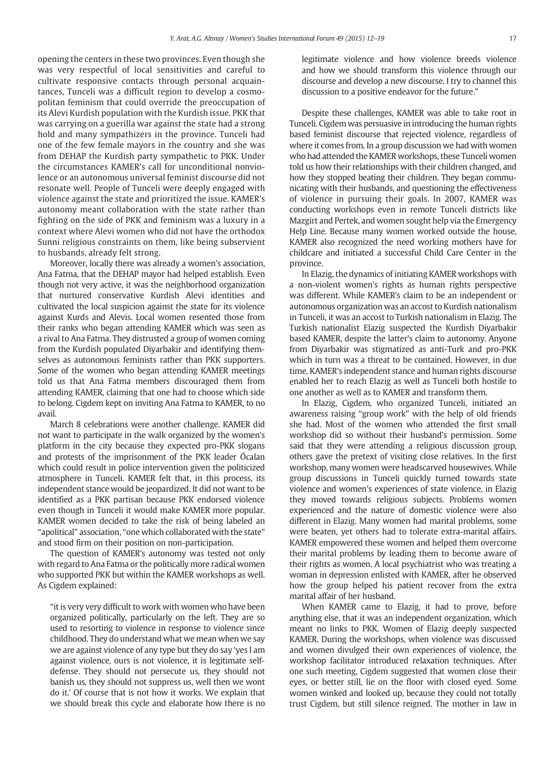opening the centers in these two provinces. Even though she was very respectful of local sensitivities and careful to cultivate responsive contacts through personal acquaintances, Tunceli was a difficult region to develop a cosmopolitan feminism that could override the preoccupation of its Alevi Kurdish population with the Kurdish issue. PKK that was carrying on a guerilla war against the state had a strong hold and many sympathizers in the province. Tunceli had one of the few female mayors in the country and she was from DEHAP the Kurdish party sympathetic to PKK. Under the circumstances KAMER's call for unconditional nonviolence or an autonomous universal feminist discourse did not resonate well. People of Tunceli were deeply engaged with violence against the state and prioritized the issue. KAMER's autonomy meant collaboration with the state rather than fighting on the side of PKK and feminism was a luxury in a context where Alevi women who did not have the orthodox Sunni religious constraints on them, like being subservient to husbands, already felt strong.

Moreover, locally there was already a women's association, Ana Fatma, that the DEHAP mayor had helped establish. Even though not very active, it was the neighborhood organization that nurtured conservative Kurdish Alevi identities and cultivated the local suspicion against the state for its violence against Kurds and Alevis. Local women resented those from their ranks who began attending KAMER which was seen as a rival to Ana Fatma. They distrusted a group of women coming from the Kurdish populated Diyarbakir and identifying themselves as autonomous feminists rather than PKK supporters. Some of the women who began attending KAMER meetings told us that Ana Fatma members discouraged them from attending KAMER, claiming that one had to choose which side to belong. Cigdem kept on inviting Ana Fatma to KAMER, to no avail.

March 8 celebrations were another challenge. KAMER did not want to participate in the walk organized by the women's platform in the city because they expected pro-PKK slogans and protests of the imprisonment of the PKK leader Öcalan which could result in police intervention given the politicized atmosphere in Tunceli. KAMER felt that, in this process, its independent stance would be jeopardized. It did not want to be identified as a PKK partisan because PKK endorsed violence even though in Tunceli it would make KAMER more popular. KAMER women decided to take the risk of being labeled an "apolitical" association, "one which collaborated with the state" and stood firm on their position on non-participation.

The question of KAMER's autonomy was tested not only with regard to Ana Fatma or the politically more radical women who supported PKK but within the KAMER workshops as well. As Cigdem explained:

> "it is very very difficult to work with women who have been organized politically, particularly on the left. They are so used to resorting to violence in response to violence since childhood. They do understand what we mean when we say we are against violence of any type but they do say 'yes I am against violence, ours is not violence, it is legitimate self-defense. They should not persecute us, they should not banish us, they should not suppress us, well then we wont do it.' Of course that is not how it works. We explain that we should break this cycle and elaborate how there is no legitimate violence and how violence breeds violence and how we should transform this violence through our discourse and develop a new discourse. I try to channel this discussion to a positive endeavor for the future."

Despite these challenges, KAMER was able to take root in Tunceli. Cigdem was persuasive in introducing the human rights based feminist discourse that rejected violence, regardless of where it comes from. In a group discussion we had with women who had attended the KAMER workshops, these Tunceli women told us how their relationships with their children changed, and how they stopped beating their children. They began communicating with their husbands, and questioning the effectiveness of violence in pursuing their goals. In 2007, KAMER was conducting workshops even in remote Tunceli districts like Mazgirt and Pertek, and women sought help via the Emergency Help Line. Because many women worked outside the house, KAMER also recognized the need working mothers have for childcare and initiated a successful Child Care Center in the province.

In Elazig, the dynamics of initiating KAMER workshops with a non-violent women's rights as human rights perspective was different. While KAMER's claim to be an independent or autonomous organization was an accost to Kurdish nationalism in Tunceli, it was an accost to Turkish nationalism in Elazig. The Turkish nationalist Elazig suspected the Kurdish Diyarbakir based KAMER, despite the latter's claim to autonomy. Anyone from Diyarbakir was stigmatized as anti-Turk and pro-PKK which in turn was a threat to be contained. However, in due time, KAMER's independent stance and human rights discourse enabled her to reach Elazig as well as Tunceli both hostile to one another as well as to KAMER and transform them.

In Elazig, Cigdem, who organized Tunceli, initiated an awareness raising "group work" with the help of old friends she had. Most of the women who attended the first small workshop did so without their husband's permission. Some said that they were attending a religious discussion group, others gave the pretext of visiting close relatives. In the first workshop, many women were headscarved housewives. While group discussions in Tunceli quickly turned towards state violence and women's experiences of state violence, in Elazig they moved towards religious subjects. Problems women experienced and the nature of domestic violence were also different in Elazig. Many women had marital problems, some were beaten, yet others had to tolerate extra-marital affairs. KAMER empowered these women and helped them overcome their marital problems by leading them to become aware of their rights as women. A local psychiatrist who was treating a woman in depression enlisted with KAMER, after he observed how the group helped his patient recover from the extra marital affair of her husband.

When KAMER came to Elazig, it had to prove, before anything else, that it was an independent organization, which meant no links to PKK. Women of Elazig deeply suspected KAMER. During the workshops, when violence was discussed and women divulged their own experiences of violence, the workshop facilitator introduced relaxation techniques. After one such meeting, Cigdem suggested that women close their eyes, or better still, lie on the floor with closed eyed. Some women winked and looked up, because they could not totally trust Cigdem, but still silence reigned. The mother in law in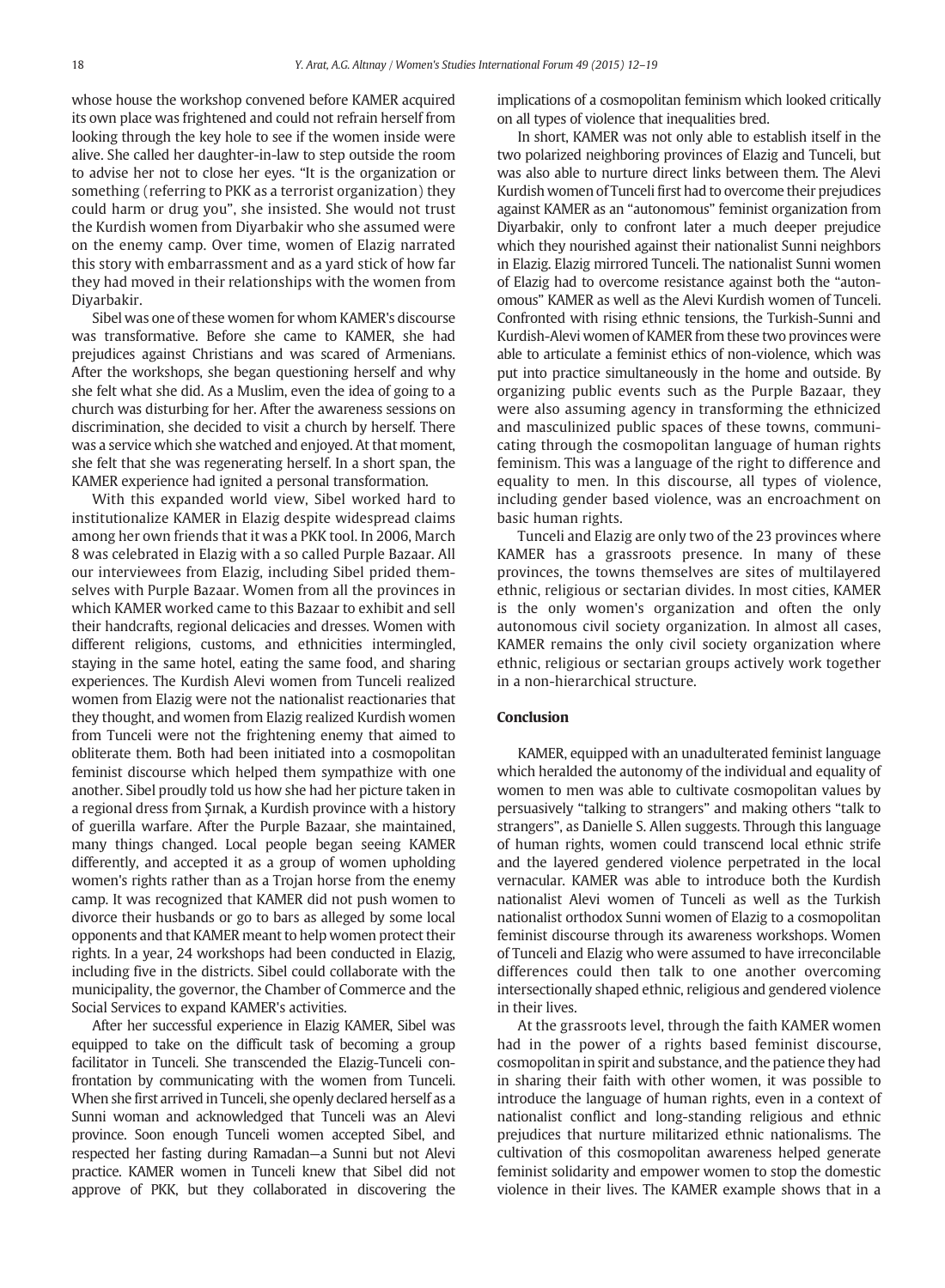whose house the workshop convened before KAMER acquired its own place was frightened and could not refrain herself from looking through the key hole to see if the women inside were alive. She called her daughter-in-law to step outside the room to advise her not to close her eyes. "It is the organization or something (referring to PKK as a terrorist organization) they could harm or drug you", she insisted. She would not trust the Kurdish women from Diyarbakir who she assumed were on the enemy camp. Over time, women of Elazig narrated this story with embarrassment and as a yard stick of how far they had moved in their relationships with the women from Diyarbakir.

Sibel was one of these women for whom KAMER's discourse was transformative. Before she came to KAMER, she had prejudices against Christians and was scared of Armenians. After the workshops, she began questioning herself and why she felt what she did. As a Muslim, even the idea of going to a church was disturbing for her. After the awareness sessions on discrimination, she decided to visit a church by herself. There was a service which she watched and enjoyed. At that moment, she felt that she was regenerating herself. In a short span, the KAMER experience had ignited a personal transformation.

With this expanded world view, Sibel worked hard to institutionalize KAMER in Elazig despite widespread claims among her own friends that it was a PKK tool. In 2006, March 8 was celebrated in Elazig with a so called Purple Bazaar. All our interviewees from Elazig, including Sibel prided themselves with Purple Bazaar. Women from all the provinces in which KAMER worked came to this Bazaar to exhibit and sell their handcrafts, regional delicacies and dresses. Women with different religions, customs, and ethnicities intermingled, staying in the same hotel, eating the same food, and sharing experiences. The Kurdish Alevi women from Tunceli realized women from Elazig were not the nationalist reactionaries that they thought, and women from Elazig realized Kurdish women from Tunceli were not the frightening enemy that aimed to obliterate them. Both had been initiated into a cosmopolitan feminist discourse which helped them sympathize with one another. Sibel proudly told us how she had her picture taken in a regional dress from Şırnak, a Kurdish province with a history of guerilla warfare. After the Purple Bazaar, she maintained, many things changed. Local people began seeing KAMER differently, and accepted it as a group of women upholding women's rights rather than as a Trojan horse from the enemy camp. It was recognized that KAMER did not push women to divorce their husbands or go to bars as alleged by some local opponents and that KAMER meant to help women protect their rights. In a year, 24 workshops had been conducted in Elazig, including five in the districts. Sibel could collaborate with the municipality, the governor, the Chamber of Commerce and the Social Services to expand KAMER's activities.

After her successful experience in Elazig KAMER, Sibel was equipped to take on the difficult task of becoming a group facilitator in Tunceli. She transcended the Elazig-Tunceli confrontation by communicating with the women from Tunceli. When she first arrived in Tunceli, she openly declared herself as a Sunni woman and acknowledged that Tunceli was an Alevi province. Soon enough Tunceli women accepted Sibel, and respected her fasting during Ramadan—a Sunni but not Alevi practice. KAMER women in Tunceli knew that Sibel did not approve of PKK, but they collaborated in discovering the implications of a cosmopolitan feminism which looked critically on all types of violence that inequalities bred.

In short, KAMER was not only able to establish itself in the two polarized neighboring provinces of Elazig and Tunceli, but was also able to nurture direct links between them. The Alevi Kurdish women of Tunceli first had to overcome their prejudices against KAMER as an "autonomous" feminist organization from Diyarbakir, only to confront later a much deeper prejudice which they nourished against their nationalist Sunni neighbors in Elazig. Elazig mirrored Tunceli. The nationalist Sunni women of Elazig had to overcome resistance against both the "autonomous" KAMER as well as the Alevi Kurdish women of Tunceli. Confronted with rising ethnic tensions, the Turkish-Sunni and Kurdish-Alevi women of KAMER from these two provinces were able to articulate a feminist ethics of non-violence, which was put into practice simultaneously in the home and outside. By organizing public events such as the Purple Bazaar, they were also assuming agency in transforming the ethnicized and masculinized public spaces of these towns, communicating through the cosmopolitan language of human rights feminism. This was a language of the right to difference and equality to men. In this discourse, all types of violence, including gender based violence, was an encroachment on basic human rights.

Tunceli and Elazig are only two of the 23 provinces where KAMER has a grassroots presence. In many of these provinces, the towns themselves are sites of multilayered ethnic, religious or sectarian divides. In most cities, KAMER is the only women's organization and often the only autonomous civil society organization. In almost all cases, KAMER remains the only civil society organization where ethnic, religious or sectarian groups actively work together in a non-hierarchical structure.

## Conclusion

KAMER, equipped with an unadulterated feminist language which heralded the autonomy of the individual and equality of women to men was able to cultivate cosmopolitan values by persuasively "talking to strangers" and making others "talk to strangers", as Danielle S. Allen suggests. Through this language of human rights, women could transcend local ethnic strife and the layered gendered violence perpetrated in the local vernacular. KAMER was able to introduce both the Kurdish nationalist Alevi women of Tunceli as well as the Turkish nationalist orthodox Sunni women of Elazig to a cosmopolitan feminist discourse through its awareness workshops. Women of Tunceli and Elazig who were assumed to have irreconcilable differences could then talk to one another overcoming intersectionally shaped ethnic, religious and gendered violence in their lives.

At the grassroots level, through the faith KAMER women had in the power of a rights based feminist discourse, cosmopolitan in spirit and substance, and the patience they had in sharing their faith with other women, it was possible to introduce the language of human rights, even in a context of nationalist conflict and long-standing religious and ethnic prejudices that nurture militarized ethnic nationalisms. The cultivation of this cosmopolitan awareness helped generate feminist solidarity and empower women to stop the domestic violence in their lives. The KAMER example shows that in a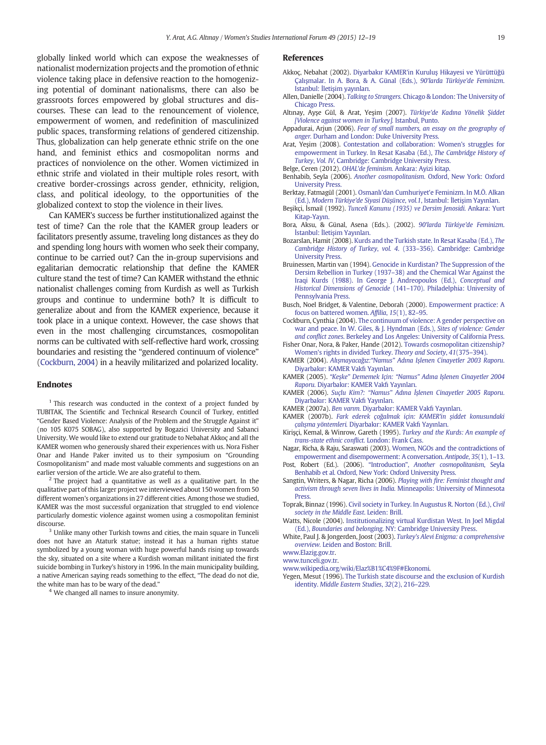globally linked world which can expose the weaknesses of nationalist modernization projects and the promotion of ethnic violence taking place in defensive reaction to the homogenizing potential of dominant nationalisms, there can also be grassroots forces empowered by global structures and discourses. These can lead to the renouncement of violence, empowerment of women, and redefinition of masculinized public spaces, transforming relations of gendered citizenship. Thus, globalization can help generate ethnic strife on the one hand, and feminist ethics and cosmopolitan norms and practices of nonviolence on the other. Women victimized in ethnic strife and violated in their multiple roles resort, with creative border-crossings across gender, ethnicity, religion, class, and political ideology, to the opportunities of the globalized context to stop the violence in their lives.

Can KAMER's success be further institutionalized against the test of time? Can the role that the KAMER group leaders or facilitators presently assume, traveling long distances as they do and spending long hours with women who seek their company, continue to be carried out? Can the in-group supervisions and egalitarian democratic relationship that define the KAMER culture stand the test of time? Can KAMER withstand the ethnic nationalist challenges coming from Kurdish as well as Turkish groups and continue to undermine both? It is difficult to generalize about and from the KAMER experience, because it took place in a unique context. However, the case shows that even in the most challenging circumstances, cosmopolitan norms can be cultivated with self-reflective hard work, crossing boundaries and resisting the "gendered continuum of violence" (Cockburn, 2004) in a heavily militarized and polarized locality.

## Endnotes

[1] This research was conducted in the context of a project funded by TUBITAK, The Scientific and Technical Research Council of Turkey, entitled "Gender Based Violence: Analysis of the Problem and the Struggle Against it" (no 105 K075 SOBAG), also supported by Bogazici University and Sabanci University. We would like to extend our gratitude to Nebahat Akkoç and all the KAMER women who generously shared their experiences with us. Nora Fisher Onar and Hande Paker invited us to their symposium on "Grounding Cosmopolitanism" and made most valuable comments and suggestions on an earlier version of the article. We are also grateful to them.

[2] The project had a quantitative as well as a qualitative part. In the qualitative part of this larger project we interviewed about 150 women from 50 different women's organizations in 27 different cities. Among those we studied, KAMER was the most successful organization that struggled to end violence particularly domestic violence against women using a cosmopolitan feminist discourse.

[3] Unlike many other Turkish towns and cities, the main square in Tunceli does not have an Ataturk statue; instead it has a human rights statue symbolized by a young woman with huge powerful hands rising up towards the sky, situated on a site where a Kurdish woman militant initiated the first suicide bombing in Turkey's history in 1996. In the main municipality building, a native American saying reads something to the effect, "The dead do not die, the white man has to be wary of the dead."

[4] We changed all names to insure anonymity.

## References

Akkoç, Nebahat (2002). Diyarbakır KAMER'in Kuruluş Hikayesi ve Yürüttüğü Çalışmalar. In A. Bora, & A. Günal (Eds.), *90'larda Türkiye'de Feminizm*. Istanbul: İletişim yayınları.

Allen, Danielle (2004). *Talking to Strangers*. Chicago & London: The University of Chicago Press.

Altınay, Ayşe Gül, & Arat, Yeşim (2007). *Türkiye'de Kadına Yönelik Şiddet [Violence against women in Turkey]*. Istanbul, Punto.

Appadurai, Arjun (2006). *Fear of small numbers, an essay on the geography of anger*. Durham and London: Duke University Press.

Arat, Yeşim (2008). Contestation and collaboration: Women's struggles for empowerment in Turkey. In Resat Kasaba (Ed.), *The Cambridge History of Turkey, Vol. IV*, Cambridge: Cambridge University Press.

Belge, Ceren (2012). *OHAL'de feminism*. Ankara: Ayizi kitap.

Benhabib, Seyla (2006). *Another cosmopolitanism*. Oxford, New York: Oxford University Press.

Berktay, Fatmagül (2001). Osmanlı'dan Cumhuriyet'e Feminizm. In M.Ö. Alkan (Ed.), *Modern Türkiye'de Siyasi Düşünce, vol.1*, Istanbul: İletişim Yayınları.

Beşikçi, İsmail (1992). *Tunceli Kanunu (1935) ve Dersim Jenosidi*. Ankara: Yurt Kitap-Yayın.

Bora, Aksu, & Günal, Asena (Eds.). (2002). *90'larda Türkiye'de Feminizm*. İstanbul: İletişim Yayınları.

Bozarslan, Hamit (2008). Kurds and the Turkish state. In Resat Kasaba (Ed.), *The Cambridge History of Turkey, vol. 4*. (333–356). Cambridge: Cambridge University Press.

Bruinessen, Martin van (1994). Genocide in Kurdistan? The Suppression of the Dersim Rebellion in Turkey (1937–38) and the Chemical War Against the Iraqi Kurds (1988). In George J. Andreopoulos (Ed.), *Conceptual and Historical Dimensions of Genocide* (141–170). Philadelphia: University of Pennsylvania Press.

Busch, Noel Bridget, & Valentine, Deborah (2000). Empowerment practice: A focus on battered women. *Affilia*, *15*(1), 82–95.

Cockburn, Cynthia (2004). The continuum of violence: A gender perspective on war and peace. In W. Giles, & J. Hyndman (Eds.), *Sites of violence: Gender and conflict zones*. Berkeley and Los Angeles: University of California Press.

Fisher Onar, Nora, & Paker, Hande (2012). Towards cosmopolitan citizenship? Women's rights in divided Turkey. *Theory and Society*, *41*(375–394).

KAMER (2004). *Alışmayacağız:"Namus" Adına İşlenen Cinayetler 2003 Raporu*. Diyarbakır: KAMER Vakfı Yayınları.

KAMER (2005). *"Keşke" Dememek İçin: "Namus" Adına İşlenen Cinayetler 2004 Raporu*. Diyarbakır: KAMER Vakfı Yayınları.

KAMER (2006). *Suçlu Kim?: "Namus" Adına İşlenen Cinayetler 2005 Raporu*. Diyarbakır: KAMER Vakfı Yayınları.

KAMER (2007a). *Ben varım*. Diyarbakır: KAMER Vakfı Yayınları.

KAMER (2007b). *Fark ederek çoğalmak için: KAMER'in şiddet konusundaki çalışma yöntemleri*. Diyarbakır: KAMER Vakfı Yayınları.

Kirişçi, Kemal, & Winrow, Gareth (1995). *Turkey and the Kurds: An example of trans-state ethnic conflict*. London: Frank Cass.

Nagar, Richa, & Raju, Saraswati (2003). Women, NGOs and the contradictions of empowerment and disempowerment: A conversation. *Antipode*, *35*(1), 1–13.

Post, Robert (Ed.). (2006). "Introduction", *Another cosmopolitanism*, Seyla Benhabib et al. Oxford, New York: Oxford University Press.

Sangtin, Writers, & Nagar, Richa (2006). *Playing with fire: Feminist thought and activism through seven lives in India*. Minneapolis: University of Minnesota Press.

Toprak, Binnaz (1996). Civil society in Turkey. In Augustus R. Norton (Ed.), *Civil society in the Middle East*. Leiden: Brill.

Watts, Nicole (2004). Institutionalizing virtual Kurdistan West. In Joel Migdal (Ed.), *Boundaries and belonging*. NY: Cambridge University Press.

White, Paul J. & Jongerden, Joost (2003). *Turkey's Alevi Enigma: a comprehensive overview*. Leiden and Boston: Brill.

www.Elazig.gov.tr.

www.tunceli.gov.tr.

www.wikipedia.org/wiki/Elaz%B1%C4%9F#Ekonomi.

Yegen, Mesut (1996). The Turkish state discourse and the exclusion of Kurdish identity. *Middle Eastern Studies*, *32*(2), 216–229.